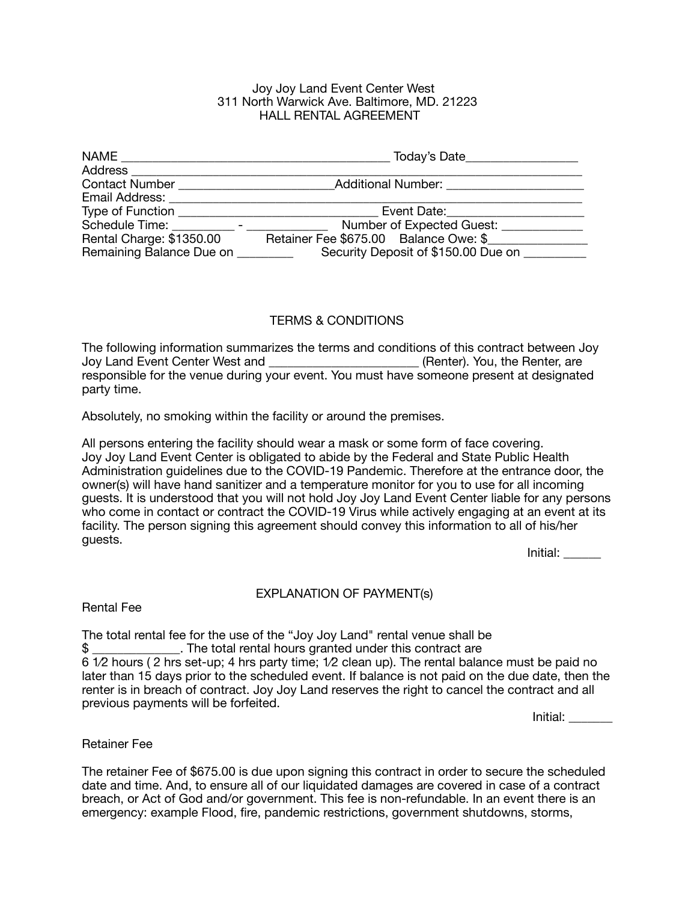Joy Joy Land Event Center West
311 North Warwick Ave. Baltimore, MD. 21223
HALL RENTAL AGREEMENT

NAME ________________________________________ Today's Date________________
Address ______________________________________________________________________
Contact Number _______________________Additional Number: ____________________
Email Address: _________________________________________________________________
Type of Function ______________________________ Event Date:____________________
Schedule Time: _________ - ____________ Number of Expected Guest: ____________
Rental Charge: $1350.00 Retainer Fee $675.00 Balance Owe: $_______________
Remaining Balance Due on ________ Security Deposit of $150.00 Due on _________

## TERMS & CONDITIONS

The following information summarizes the terms and conditions of this contract between Joy Joy Land Event Center West and ______________________ (Renter). You, the Renter, are responsible for the venue during your event. You must have someone present at designated party time.

Absolutely, no smoking within the facility or around the premises.

All persons entering the facility should wear a mask or some form of face covering. Joy Joy Land Event Center is obligated to abide by the Federal and State Public Health Administration guidelines due to the COVID-19 Pandemic. Therefore at the entrance door, the owner(s) will have hand sanitizer and a temperature monitor for you to use for all incoming guests. It is understood that you will not hold Joy Joy Land Event Center liable for any persons who come in contact or contract the COVID-19 Virus while actively engaging at an event at its facility. The person signing this agreement should convey this information to all of his/her guests.

Initial: ______

## EXPLANATION OF PAYMENT(s)

Rental Fee

The total rental fee for the use of the "Joy Joy Land" rental venue shall be $ _____________. The total rental hours granted under this contract are 6 ½ hours ( 2 hrs set-up; 4 hrs party time; ½ clean up). The rental balance must be paid no later than 15 days prior to the scheduled event. If balance is not paid on the due date, then the renter is in breach of contract. Joy Joy Land reserves the right to cancel the contract and all previous payments will be forfeited.

Initial: _______

Retainer Fee

The retainer Fee of $675.00 is due upon signing this contract in order to secure the scheduled date and time. And, to ensure all of our liquidated damages are covered in case of a contract breach, or Act of God and/or government. This fee is non-refundable. In an event there is an emergency: example Flood, fire, pandemic restrictions, government shutdowns, storms,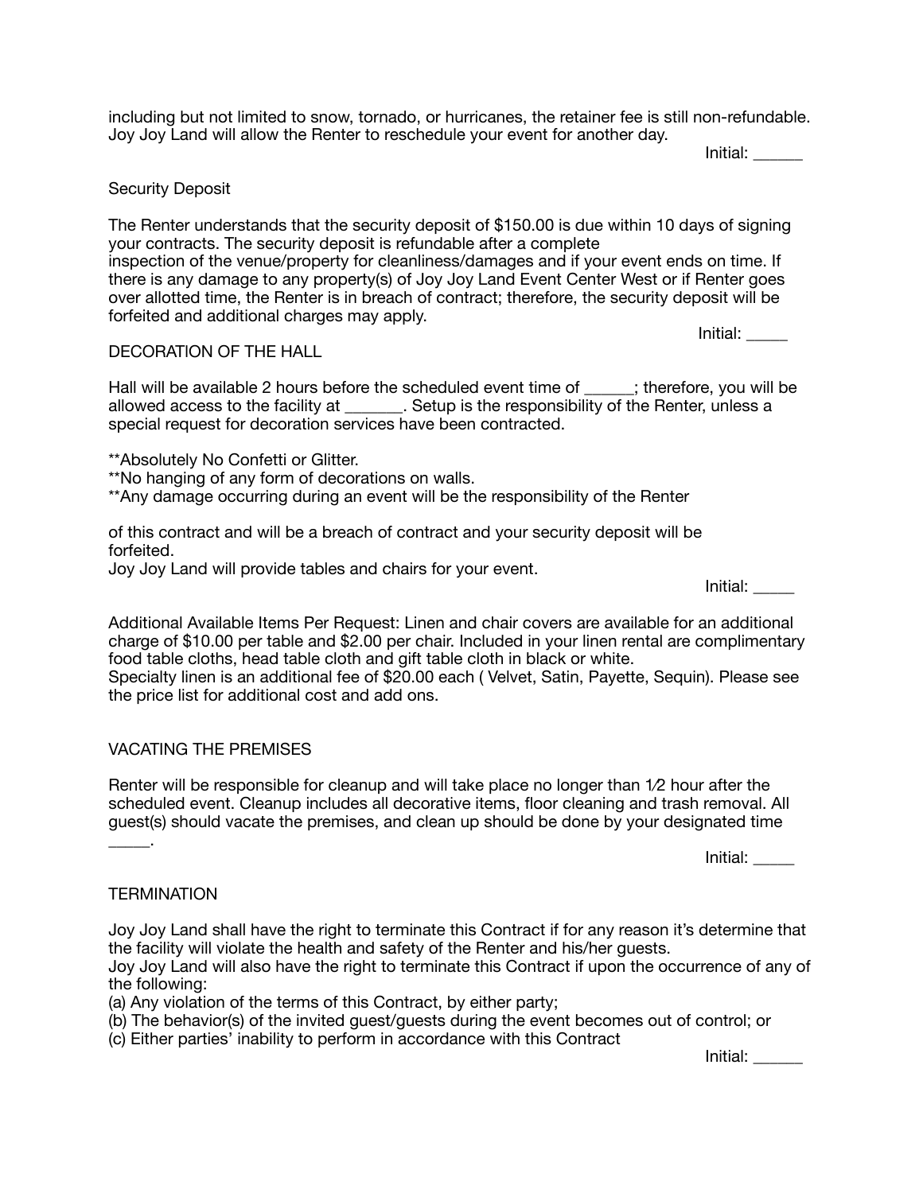including but not limited to snow, tornado, or hurricanes, the retainer fee is still non-refundable. Joy Joy Land will allow the Renter to reschedule your event for another day.

Initial: ______

## Security Deposit

The Renter understands that the security deposit of $150.00 is due within 10 days of signing your contracts. The security deposit is refundable after a complete inspection of the venue/property for cleanliness/damages and if your event ends on time. If there is any damage to any property(s) of Joy Joy Land Event Center West or if Renter goes over allotted time, the Renter is in breach of contract; therefore, the security deposit will be forfeited and additional charges may apply.

Initial: _____

## DECORATION OF THE HALL

Hall will be available 2 hours before the scheduled event time of ______; therefore, you will be allowed access to the facility at _______. Setup is the responsibility of the Renter, unless a special request for decoration services have been contracted.

**Absolutely No Confetti or Glitter.
**No hanging of any form of decorations on walls.
**Any damage occurring during an event will be the responsibility of the Renter

of this contract and will be a breach of contract and your security deposit will be forfeited.
Joy Joy Land will provide tables and chairs for your event.

Initial: _____

Additional Available Items Per Request: Linen and chair covers are available for an additional charge of $10.00 per table and $2.00 per chair. Included in your linen rental are complimentary food table cloths, head table cloth and gift table cloth in black or white.
Specialty linen is an additional fee of $20.00 each ( Velvet, Satin, Payette, Sequin). Please see the price list for additional cost and add ons.

## VACATING THE PREMISES

Renter will be responsible for cleanup and will take place no longer than 1⁄2 hour after the scheduled event. Cleanup includes all decorative items, floor cleaning and trash removal. All guest(s) should vacate the premises, and clean up should be done by your designated time _____.

Initial: _____

## TERMINATION

Joy Joy Land shall have the right to terminate this Contract if for any reason it's determine that the facility will violate the health and safety of the Renter and his/her guests.
Joy Joy Land will also have the right to terminate this Contract if upon the occurrence of any of the following:
(a) Any violation of the terms of this Contract, by either party;
(b) The behavior(s) of the invited guest/guests during the event becomes out of control; or
(c) Either parties' inability to perform in accordance with this Contract

Initial: ______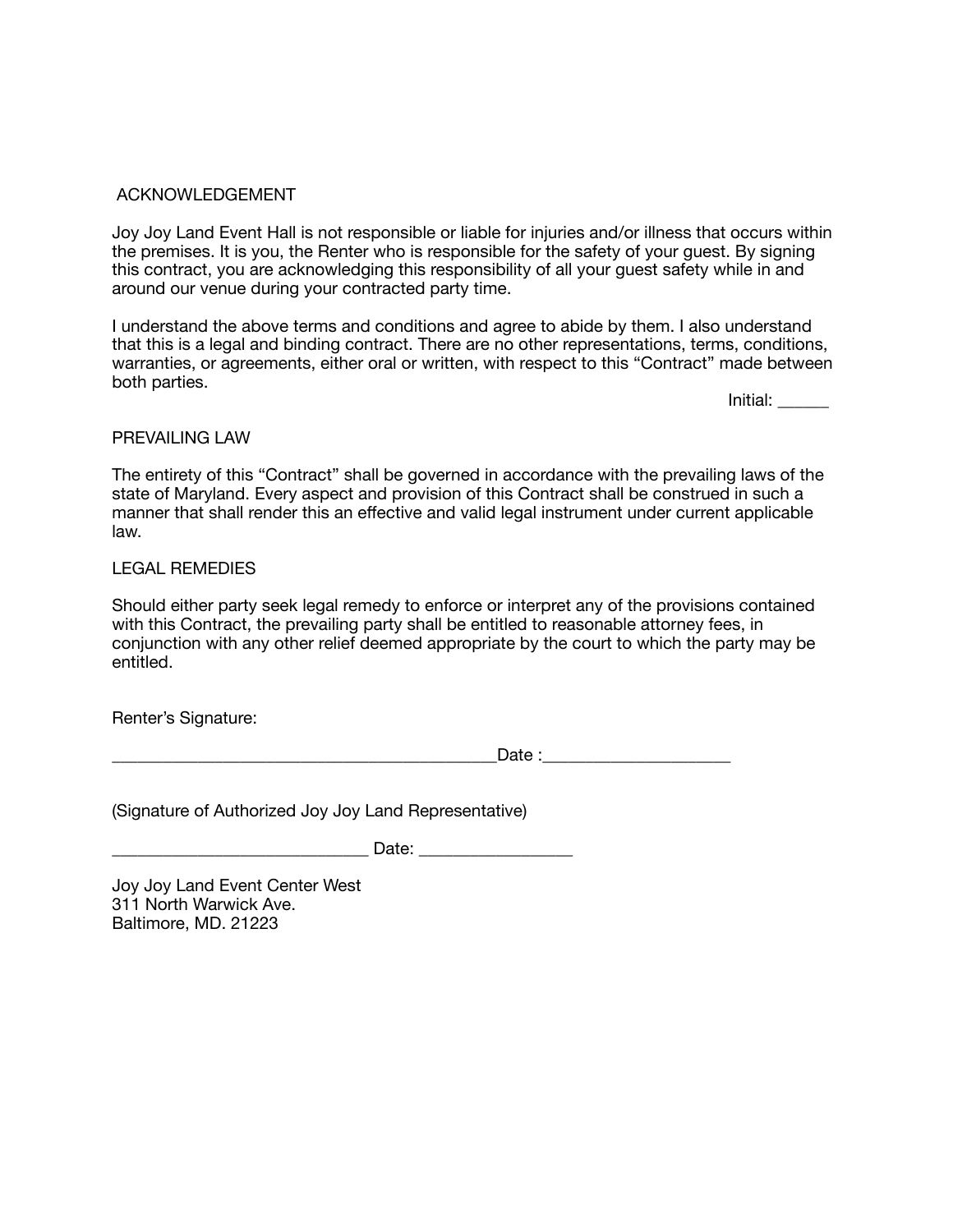## ACKNOWLEDGEMENT

Joy Joy Land Event Hall is not responsible or liable for injuries and/or illness that occurs within the premises. It is you, the Renter who is responsible for the safety of your guest. By signing this contract, you are acknowledging this responsibility of all your guest safety while in and around our venue during your contracted party time.

I understand the above terms and conditions and agree to abide by them. I also understand that this is a legal and binding contract. There are no other representations, terms, conditions, warranties, or agreements, either oral or written, with respect to this "Contract" made between both parties.

Initial: ______

## PREVAILING LAW

The entirety of this "Contract" shall be governed in accordance with the prevailing laws of the state of Maryland. Every aspect and provision of this Contract shall be construed in such a manner that shall render this an effective and valid legal instrument under current applicable law.

## LEGAL REMEDIES

Should either party seek legal remedy to enforce or interpret any of the provisions contained with this Contract, the prevailing party shall be entitled to reasonable attorney fees, in conjunction with any other relief deemed appropriate by the court to which the party may be entitled.

Renter's Signature:

_____________________________________________Date :_____________________

(Signature of Authorized Joy Joy Land Representative)

____________________________ Date: _________________

Joy Joy Land Event Center West
311 North Warwick Ave.
Baltimore, MD. 21223